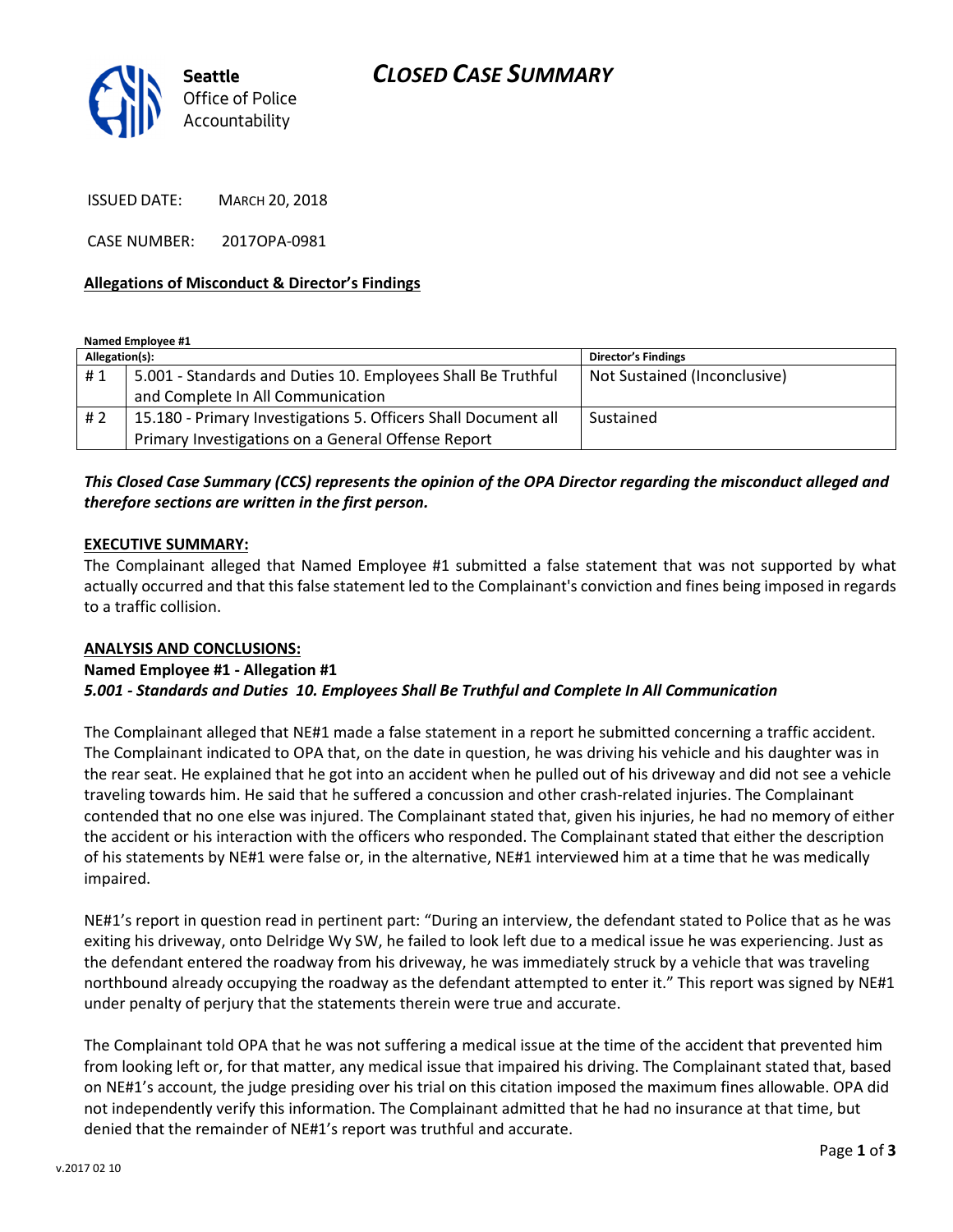# CLOSED CASE SUMMARY

Seattle Office of Police Accountability

ISSUED DATE: MARCH 20, 2018

CASE NUMBER: 2017OPA-0981

**Allegations of Misconduct & Director's Findings**

**Named Employee #1**

| Allegation(s): | | Director's Findings |
|---|---|---|
| # 1 | 5.001 - Standards and Duties 10. Employees Shall Be Truthful and Complete In All Communication | Not Sustained (Inconclusive) |
| # 2 | 15.180 - Primary Investigations 5. Officers Shall Document all Primary Investigations on a General Offense Report | Sustained |

***This Closed Case Summary (CCS) represents the opinion of the OPA Director regarding the misconduct alleged and therefore sections are written in the first person.***

**EXECUTIVE SUMMARY:**

The Complainant alleged that Named Employee #1 submitted a false statement that was not supported by what actually occurred and that this false statement led to the Complainant's conviction and fines being imposed in regards to a traffic collision.

**ANALYSIS AND CONCLUSIONS:**

**Named Employee #1 - Allegation #1**

***5.001 - Standards and Duties 10. Employees Shall Be Truthful and Complete In All Communication***

The Complainant alleged that NE#1 made a false statement in a report he submitted concerning a traffic accident. The Complainant indicated to OPA that, on the date in question, he was driving his vehicle and his daughter was in the rear seat. He explained that he got into an accident when he pulled out of his driveway and did not see a vehicle traveling towards him. He said that he suffered a concussion and other crash-related injuries. The Complainant contended that no one else was injured. The Complainant stated that, given his injuries, he had no memory of either the accident or his interaction with the officers who responded. The Complainant stated that either the description of his statements by NE#1 were false or, in the alternative, NE#1 interviewed him at a time that he was medically impaired.

NE#1's report in question read in pertinent part: "During an interview, the defendant stated to Police that as he was exiting his driveway, onto Delridge Wy SW, he failed to look left due to a medical issue he was experiencing. Just as the defendant entered the roadway from his driveway, he was immediately struck by a vehicle that was traveling northbound already occupying the roadway as the defendant attempted to enter it." This report was signed by NE#1 under penalty of perjury that the statements therein were true and accurate.

The Complainant told OPA that he was not suffering a medical issue at the time of the accident that prevented him from looking left or, for that matter, any medical issue that impaired his driving. The Complainant stated that, based on NE#1's account, the judge presiding over his trial on this citation imposed the maximum fines allowable. OPA did not independently verify this information. The Complainant admitted that he had no insurance at that time, but denied that the remainder of NE#1's report was truthful and accurate.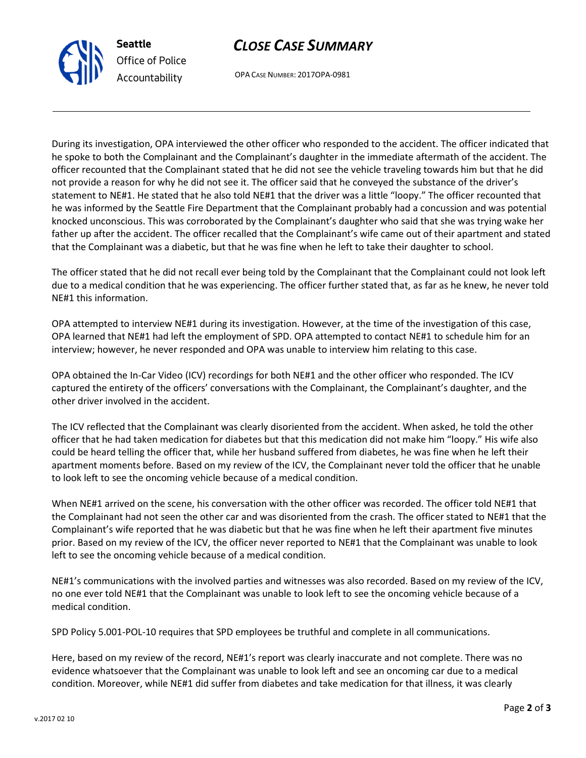During its investigation, OPA interviewed the other officer who responded to the accident. The officer indicated that he spoke to both the Complainant and the Complainant's daughter in the immediate aftermath of the accident. The officer recounted that the Complainant stated that he did not see the vehicle traveling towards him but that he did not provide a reason for why he did not see it. The officer said that he conveyed the substance of the driver's statement to NE#1. He stated that he also told NE#1 that the driver was a little "loopy." The officer recounted that he was informed by the Seattle Fire Department that the Complainant probably had a concussion and was potential knocked unconscious. This was corroborated by the Complainant's daughter who said that she was trying wake her father up after the accident. The officer recalled that the Complainant's wife came out of their apartment and stated that the Complainant was a diabetic, but that he was fine when he left to take their daughter to school.

The officer stated that he did not recall ever being told by the Complainant that the Complainant could not look left due to a medical condition that he was experiencing. The officer further stated that, as far as he knew, he never told NE#1 this information.

OPA attempted to interview NE#1 during its investigation. However, at the time of the investigation of this case, OPA learned that NE#1 had left the employment of SPD. OPA attempted to contact NE#1 to schedule him for an interview; however, he never responded and OPA was unable to interview him relating to this case.

OPA obtained the In-Car Video (ICV) recordings for both NE#1 and the other officer who responded. The ICV captured the entirety of the officers' conversations with the Complainant, the Complainant's daughter, and the other driver involved in the accident.

The ICV reflected that the Complainant was clearly disoriented from the accident. When asked, he told the other officer that he had taken medication for diabetes but that this medication did not make him "loopy." His wife also could be heard telling the officer that, while her husband suffered from diabetes, he was fine when he left their apartment moments before. Based on my review of the ICV, the Complainant never told the officer that he unable to look left to see the oncoming vehicle because of a medical condition.

When NE#1 arrived on the scene, his conversation with the other officer was recorded. The officer told NE#1 that the Complainant had not seen the other car and was disoriented from the crash. The officer stated to NE#1 that the Complainant's wife reported that he was diabetic but that he was fine when he left their apartment five minutes prior. Based on my review of the ICV, the officer never reported to NE#1 that the Complainant was unable to look left to see the oncoming vehicle because of a medical condition.

NE#1's communications with the involved parties and witnesses was also recorded. Based on my review of the ICV, no one ever told NE#1 that the Complainant was unable to look left to see the oncoming vehicle because of a medical condition.

SPD Policy 5.001-POL-10 requires that SPD employees be truthful and complete in all communications.

Here, based on my review of the record, NE#1's report was clearly inaccurate and not complete. There was no evidence whatsoever that the Complainant was unable to look left and see an oncoming car due to a medical condition. Moreover, while NE#1 did suffer from diabetes and take medication for that illness, it was clearly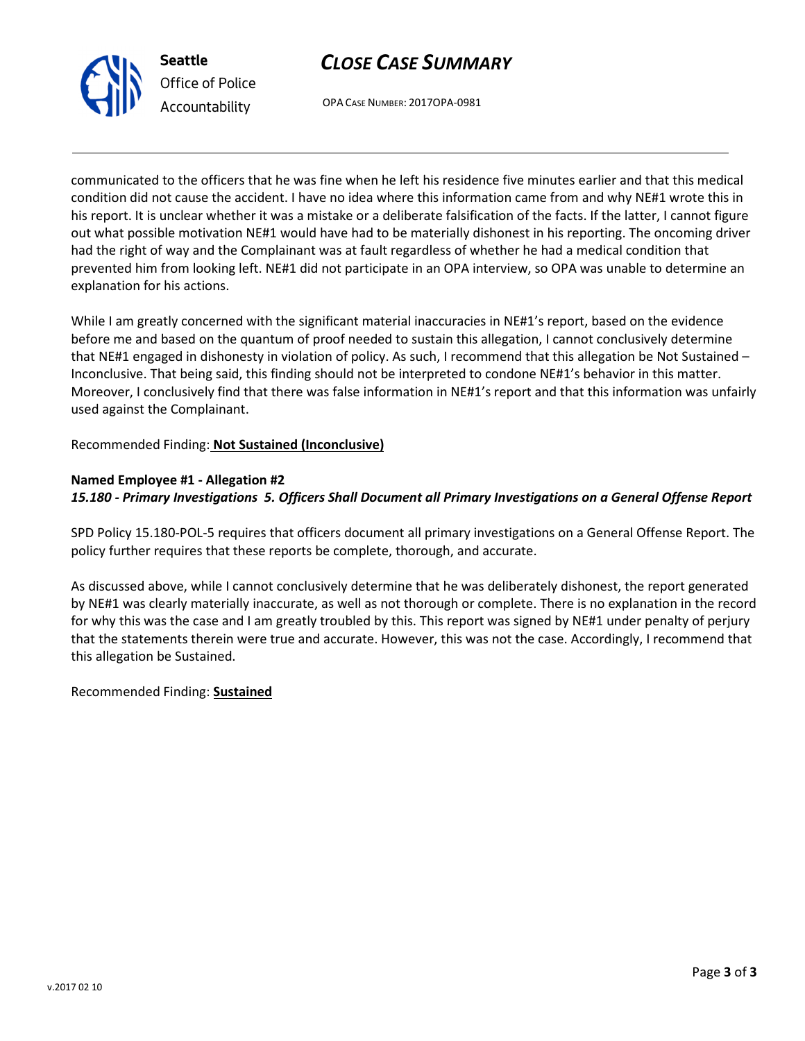communicated to the officers that he was fine when he left his residence five minutes earlier and that this medical condition did not cause the accident. I have no idea where this information came from and why NE#1 wrote this in his report. It is unclear whether it was a mistake or a deliberate falsification of the facts. If the latter, I cannot figure out what possible motivation NE#1 would have had to be materially dishonest in his reporting. The oncoming driver had the right of way and the Complainant was at fault regardless of whether he had a medical condition that prevented him from looking left. NE#1 did not participate in an OPA interview, so OPA was unable to determine an explanation for his actions.

While I am greatly concerned with the significant material inaccuracies in NE#1's report, based on the evidence before me and based on the quantum of proof needed to sustain this allegation, I cannot conclusively determine that NE#1 engaged in dishonesty in violation of policy. As such, I recommend that this allegation be Not Sustained – Inconclusive. That being said, this finding should not be interpreted to condone NE#1's behavior in this matter. Moreover, I conclusively find that there was false information in NE#1's report and that this information was unfairly used against the Complainant.

Recommended Finding: **Not Sustained (Inconclusive)**

**Named Employee #1 - Allegation #2**
***15.180 - Primary Investigations 5. Officers Shall Document all Primary Investigations on a General Offense Report***

SPD Policy 15.180-POL-5 requires that officers document all primary investigations on a General Offense Report. The policy further requires that these reports be complete, thorough, and accurate.

As discussed above, while I cannot conclusively determine that he was deliberately dishonest, the report generated by NE#1 was clearly materially inaccurate, as well as not thorough or complete. There is no explanation in the record for why this was the case and I am greatly troubled by this. This report was signed by NE#1 under penalty of perjury that the statements therein were true and accurate. However, this was not the case. Accordingly, I recommend that this allegation be Sustained.

Recommended Finding: **Sustained**